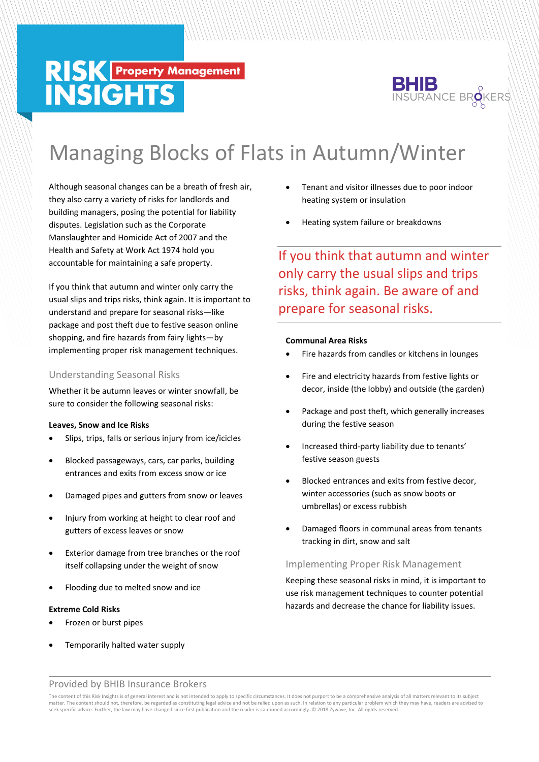RISK INSIGHTS Property Management

BHIB INSURANCE BROKERS

# Managing Blocks of Flats in Autumn/Winter

Although seasonal changes can be a breath of fresh air, they also carry a variety of risks for landlords and building managers, posing the potential for liability disputes. Legislation such as the Corporate Manslaughter and Homicide Act of 2007 and the Health and Safety at Work Act 1974 hold you accountable for maintaining a safe property.

If you think that autumn and winter only carry the usual slips and trips risks, think again. It is important to understand and prepare for seasonal risks—like package and post theft due to festive season online shopping, and fire hazards from fairy lights—by implementing proper risk management techniques.

## Understanding Seasonal Risks

Whether it be autumn leaves or winter snowfall, be sure to consider the following seasonal risks:

**Leaves, Snow and Ice Risks**

- Slips, trips, falls or serious injury from ice/icicles
- Blocked passageways, cars, car parks, building entrances and exits from excess snow or ice
- Damaged pipes and gutters from snow or leaves
- Injury from working at height to clear roof and gutters of excess leaves or snow
- Exterior damage from tree branches or the roof itself collapsing under the weight of snow
- Flooding due to melted snow and ice

**Extreme Cold Risks**

- Frozen or burst pipes
- Temporarily halted water supply
- Tenant and visitor illnesses due to poor indoor heating system or insulation
- Heating system failure or breakdowns

> If you think that autumn and winter only carry the usual slips and trips risks, think again. Be aware of and prepare for seasonal risks.

**Communal Area Risks**

- Fire hazards from candles or kitchens in lounges
- Fire and electricity hazards from festive lights or decor, inside (the lobby) and outside (the garden)
- Package and post theft, which generally increases during the festive season
- Increased third-party liability due to tenants' festive season guests
- Blocked entrances and exits from festive decor, winter accessories (such as snow boots or umbrellas) or excess rubbish
- Damaged floors in communal areas from tenants tracking in dirt, snow and salt

## Implementing Proper Risk Management

Keeping these seasonal risks in mind, it is important to use risk management techniques to counter potential hazards and decrease the chance for liability issues.

Provided by BHIB Insurance Brokers

The content of this Risk Insights is of general interest and is not intended to apply to specific circumstances. It does not purport to be a comprehensive analysis of all matters relevant to its subject matter. The content should not, therefore, be regarded as constituting legal advice and not be relied upon as such. In relation to any particular problem which they may have, readers are advised to seek specific advice. Further, the law may have changed since first publication and the reader is cautioned accordingly. © 2018 Zywave, Inc. All rights reserved.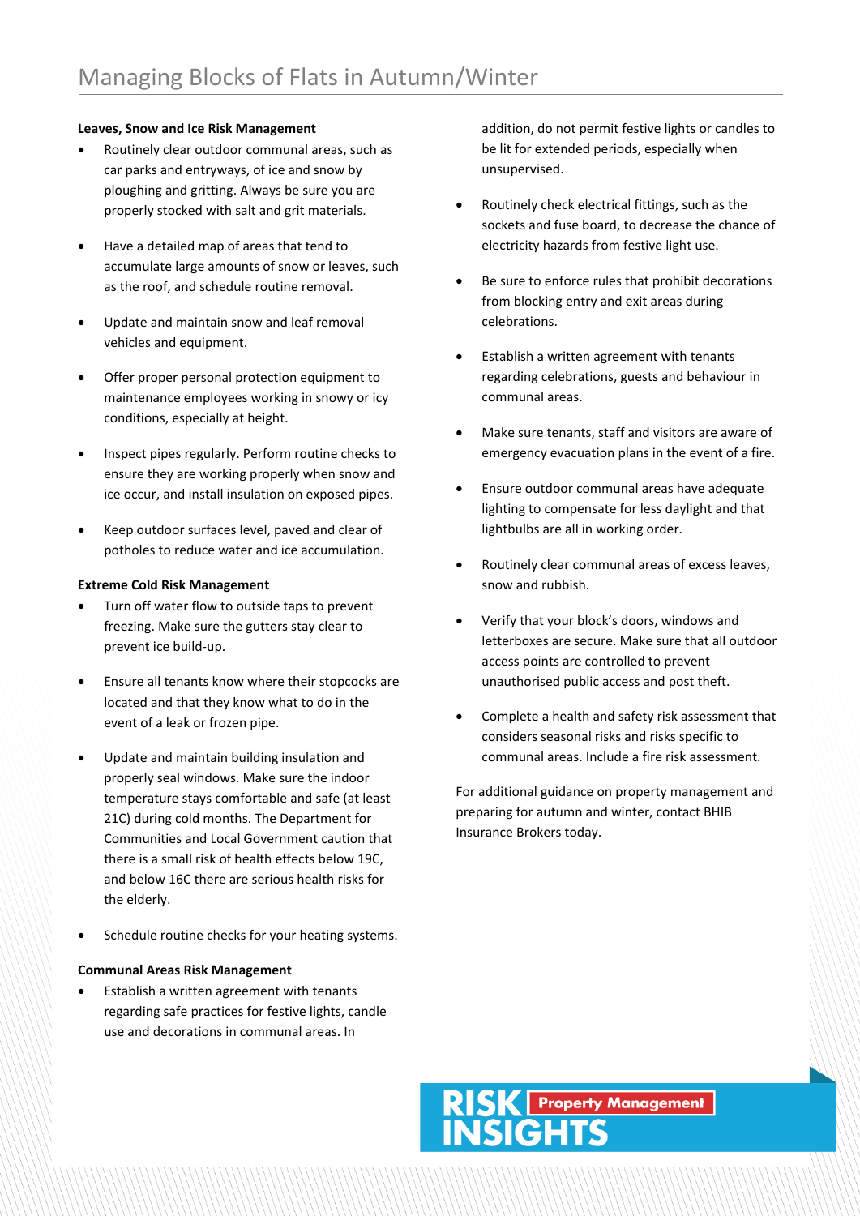# Managing Blocks of Flats in Autumn/Winter

**Leaves, Snow and Ice Risk Management**

- Routinely clear outdoor communal areas, such as car parks and entryways, of ice and snow by ploughing and gritting. Always be sure you are properly stocked with salt and grit materials.
- Have a detailed map of areas that tend to accumulate large amounts of snow or leaves, such as the roof, and schedule routine removal.
- Update and maintain snow and leaf removal vehicles and equipment.
- Offer proper personal protection equipment to maintenance employees working in snowy or icy conditions, especially at height.
- Inspect pipes regularly. Perform routine checks to ensure they are working properly when snow and ice occur, and install insulation on exposed pipes.
- Keep outdoor surfaces level, paved and clear of potholes to reduce water and ice accumulation.

**Extreme Cold Risk Management**

- Turn off water flow to outside taps to prevent freezing. Make sure the gutters stay clear to prevent ice build-up.
- Ensure all tenants know where their stopcocks are located and that they know what to do in the event of a leak or frozen pipe.
- Update and maintain building insulation and properly seal windows. Make sure the indoor temperature stays comfortable and safe (at least 21C) during cold months. The Department for Communities and Local Government caution that there is a small risk of health effects below 19C, and below 16C there are serious health risks for the elderly.
- Schedule routine checks for your heating systems.

**Communal Areas Risk Management**

- Establish a written agreement with tenants regarding safe practices for festive lights, candle use and decorations in communal areas. In addition, do not permit festive lights or candles to be lit for extended periods, especially when unsupervised.
- Routinely check electrical fittings, such as the sockets and fuse board, to decrease the chance of electricity hazards from festive light use.
- Be sure to enforce rules that prohibit decorations from blocking entry and exit areas during celebrations.
- Establish a written agreement with tenants regarding celebrations, guests and behaviour in communal areas.
- Make sure tenants, staff and visitors are aware of emergency evacuation plans in the event of a fire.
- Ensure outdoor communal areas have adequate lighting to compensate for less daylight and that lightbulbs are all in working order.
- Routinely clear communal areas of excess leaves, snow and rubbish.
- Verify that your block's doors, windows and letterboxes are secure. Make sure that all outdoor access points are controlled to prevent unauthorised public access and post theft.
- Complete a health and safety risk assessment that considers seasonal risks and risks specific to communal areas. Include a fire risk assessment.

For additional guidance on property management and preparing for autumn and winter, contact BHIB Insurance Brokers today.

RISK INSIGHTS Property Management